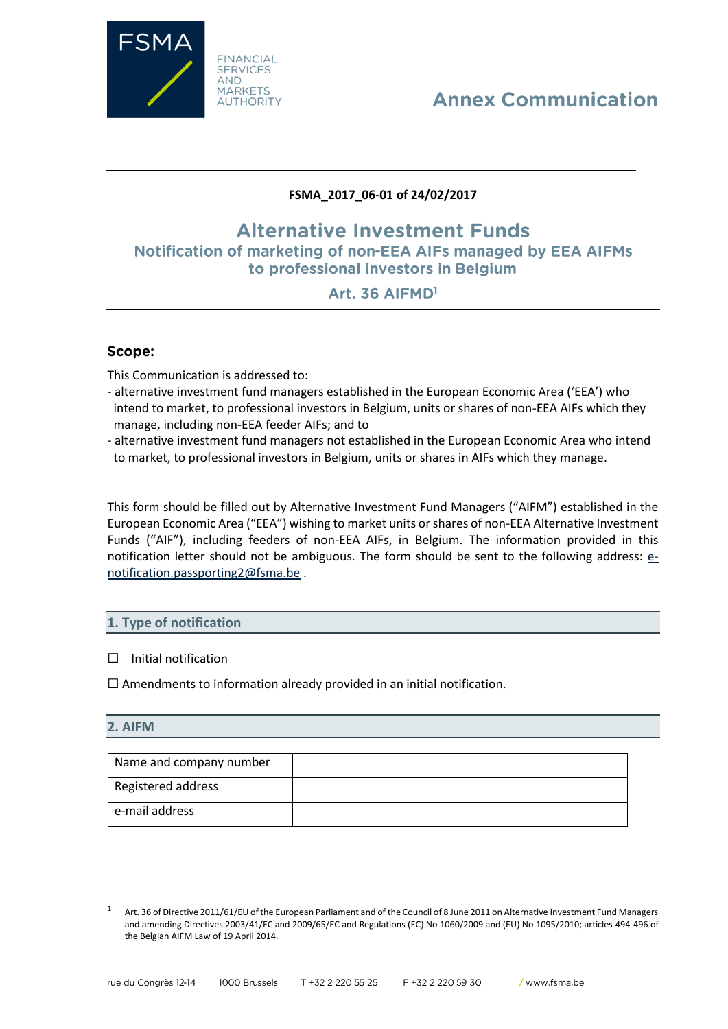FSMA

FINANCIAL SERVICES AND MARKETS AUTHORITY

Annex Communication

**FSMA_2017_06-01 of 24/02/2017**

# Alternative Investment Funds

## Notification of marketing of non-EEA AIFs managed by EEA AIFMs to professional investors in Belgium

## Art. 36 AIFMD[1]

## Scope:

This Communication is addressed to:

- alternative investment fund managers established in the European Economic Area ('EEA') who intend to market, to professional investors in Belgium, units or shares of non-EEA AIFs which they manage, including non-EEA feeder AIFs; and to
- alternative investment fund managers not established in the European Economic Area who intend to market, to professional investors in Belgium, units or shares in AIFs which they manage.

This form should be filled out by Alternative Investment Fund Managers ("AIFM") established in the European Economic Area ("EEA") wishing to market units or shares of non-EEA Alternative Investment Funds ("AIF"), including feeders of non-EEA AIFs, in Belgium. The information provided in this notification letter should not be ambiguous. The form should be sent to the following address: e-notification.passporting2@fsma.be .

### 1. Type of notification

☐ Initial notification

☐ Amendments to information already provided in an initial notification.

### 2. AIFM

| Name and company number | |
|---|---|
| Registered address | |
| e-mail address | |

[1] Art. 36 of Directive 2011/61/EU of the European Parliament and of the Council of 8 June 2011 on Alternative Investment Fund Managers and amending Directives 2003/41/EC and 2009/65/EC and Regulations (EC) No 1060/2009 and (EU) No 1095/2010; articles 494-496 of the Belgian AIFM Law of 19 April 2014.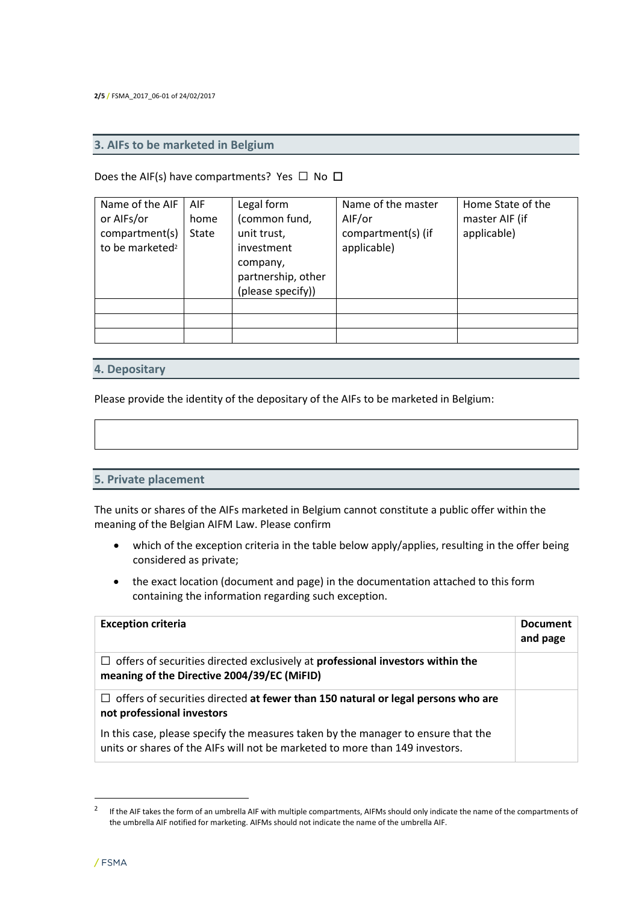## 3. AIFs to be marketed in Belgium

Does the AIF(s) have compartments? Yes ☐ No ☐

| Name of the AIF or AIFs/or compartment(s) to be marketed[2] | AIF home State | Legal form (common fund, unit trust, investment company, partnership, other (please specify)) | Name of the master AIF/or compartment(s) (if applicable) | Home State of the master AIF (if applicable) |
|---|---|---|---|---|
| | | | | |
| | | | | |
| | | | | |

## 4. Depositary

Please provide the identity of the depositary of the AIFs to be marketed in Belgium:

| |
|---|
| |

## 5. Private placement

The units or shares of the AIFs marketed in Belgium cannot constitute a public offer within the meaning of the Belgian AIFM Law. Please confirm

- which of the exception criteria in the table below apply/applies, resulting in the offer being considered as private;
- the exact location (document and page) in the documentation attached to this form containing the information regarding such exception.

| Exception criteria | Document and page |
|---|---|
| ☐ offers of securities directed exclusively at **professional investors within the meaning of the Directive 2004/39/EC (MiFID)** | |
| ☐ offers of securities directed **at fewer than 150 natural or legal persons who are not professional investors**<br><br>In this case, please specify the measures taken by the manager to ensure that the units or shares of the AIFs will not be marketed to more than 149 investors. | |

[2] If the AIF takes the form of an umbrella AIF with multiple compartments, AIFMs should only indicate the name of the compartments of the umbrella AIF notified for marketing. AIFMs should not indicate the name of the umbrella AIF.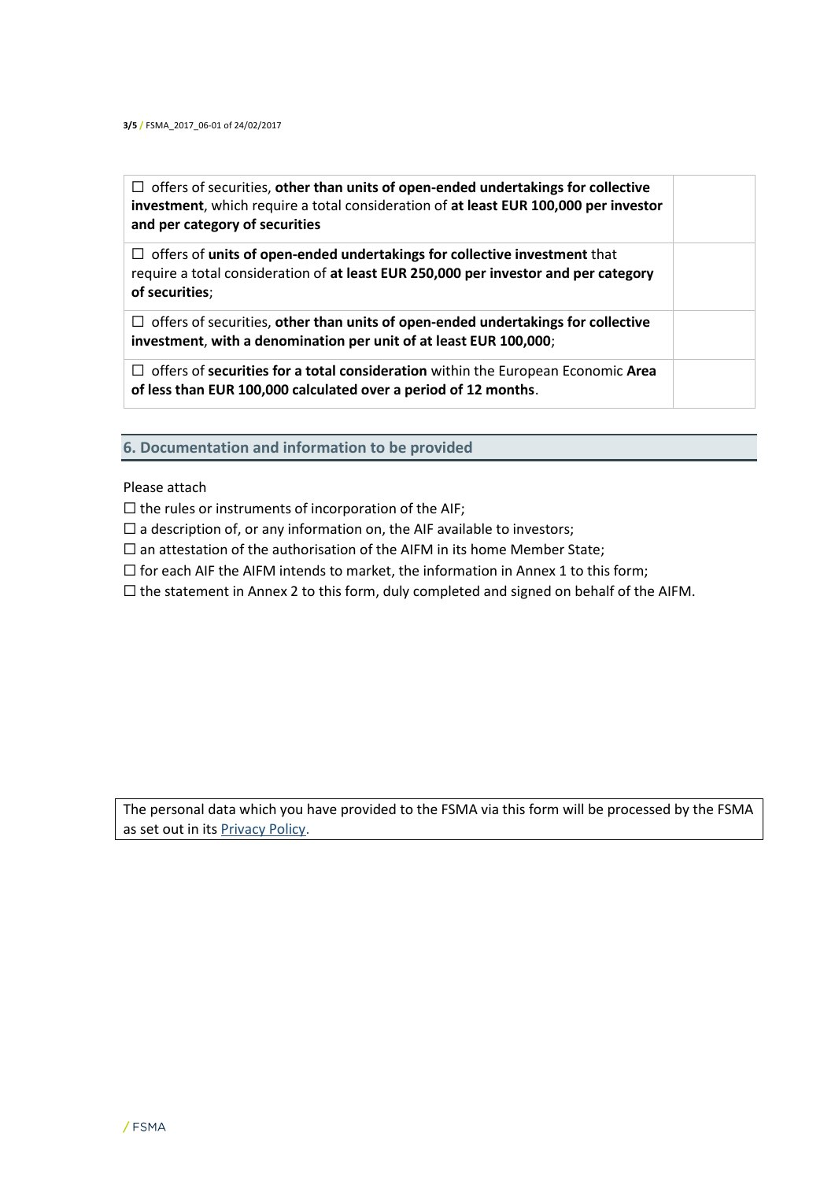| | |
|---|---|
| ☐ offers of securities, **other than units of open-ended undertakings for collective investment**, which require a total consideration of **at least EUR 100,000 per investor and per category of securities** | |
| ☐ offers of **units of open-ended undertakings for collective investment** that require a total consideration of **at least EUR 250,000 per investor and per category of securities**; | |
| ☐ offers of securities, **other than units of open-ended undertakings for collective investment**, **with a denomination per unit of at least EUR 100,000**; | |
| ☐ offers of **securities for a total consideration** within the European Economic **Area of less than EUR 100,000 calculated over a period of 12 months**. | |

## 6. Documentation and information to be provided

Please attach

☐ the rules or instruments of incorporation of the AIF;

☐ a description of, or any information on, the AIF available to investors;

☐ an attestation of the authorisation of the AIFM in its home Member State;

☐ for each AIF the AIFM intends to market, the information in Annex 1 to this form;

☐ the statement in Annex 2 to this form, duly completed and signed on behalf of the AIFM.

| |
|---|
| The personal data which you have provided to the FSMA via this form will be processed by the FSMA as set out in its Privacy Policy. |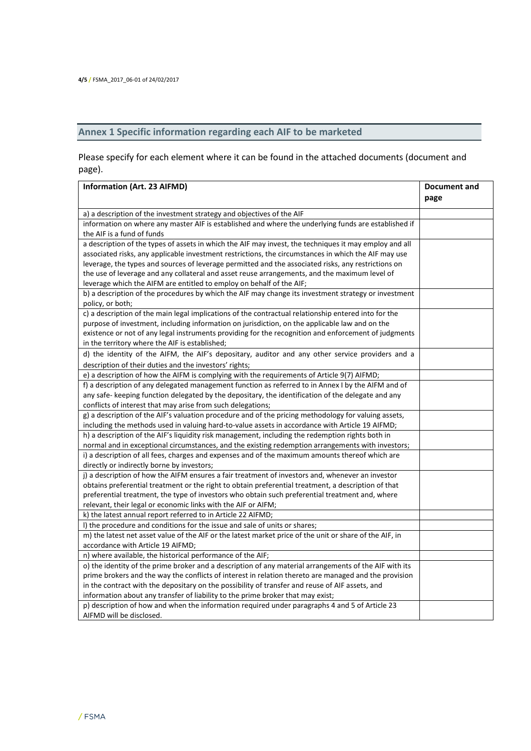## Annex 1 Specific information regarding each AIF to be marketed

Please specify for each element where it can be found in the attached documents (document and page).

| Information (Art. 23 AIFMD) | Document and page |
|---|---|
| a) a description of the investment strategy and objectives of the AIF | |
| information on where any master AIF is established and where the underlying funds are established if the AIF is a fund of funds | |
| a description of the types of assets in which the AIF may invest, the techniques it may employ and all associated risks, any applicable investment restrictions, the circumstances in which the AIF may use leverage, the types and sources of leverage permitted and the associated risks, any restrictions on the use of leverage and any collateral and asset reuse arrangements, and the maximum level of leverage which the AIFM are entitled to employ on behalf of the AIF; | |
| b) a description of the procedures by which the AIF may change its investment strategy or investment policy, or both; | |
| c) a description of the main legal implications of the contractual relationship entered into for the purpose of investment, including information on jurisdiction, on the applicable law and on the existence or not of any legal instruments providing for the recognition and enforcement of judgments in the territory where the AIF is established; | |
| d) the identity of the AIFM, the AIF's depositary, auditor and any other service providers and a description of their duties and the investors' rights; | |
| e) a description of how the AIFM is complying with the requirements of Article 9(7) AIFMD; | |
| f) a description of any delegated management function as referred to in Annex I by the AIFM and of any safe- keeping function delegated by the depositary, the identification of the delegate and any conflicts of interest that may arise from such delegations; | |
| g) a description of the AIF's valuation procedure and of the pricing methodology for valuing assets, including the methods used in valuing hard-to-value assets in accordance with Article 19 AIFMD; | |
| h) a description of the AIF's liquidity risk management, including the redemption rights both in normal and in exceptional circumstances, and the existing redemption arrangements with investors; | |
| i) a description of all fees, charges and expenses and of the maximum amounts thereof which are directly or indirectly borne by investors; | |
| j) a description of how the AIFM ensures a fair treatment of investors and, whenever an investor obtains preferential treatment or the right to obtain preferential treatment, a description of that preferential treatment, the type of investors who obtain such preferential treatment and, where relevant, their legal or economic links with the AIF or AIFM; | |
| k) the latest annual report referred to in Article 22 AIFMD; | |
| l) the procedure and conditions for the issue and sale of units or shares; | |
| m) the latest net asset value of the AIF or the latest market price of the unit or share of the AIF, in accordance with Article 19 AIFMD; | |
| n) where available, the historical performance of the AIF; | |
| o) the identity of the prime broker and a description of any material arrangements of the AIF with its prime brokers and the way the conflicts of interest in relation thereto are managed and the provision in the contract with the depositary on the possibility of transfer and reuse of AIF assets, and information about any transfer of liability to the prime broker that may exist; | |
| p) description of how and when the information required under paragraphs 4 and 5 of Article 23 AIFMD will be disclosed. | |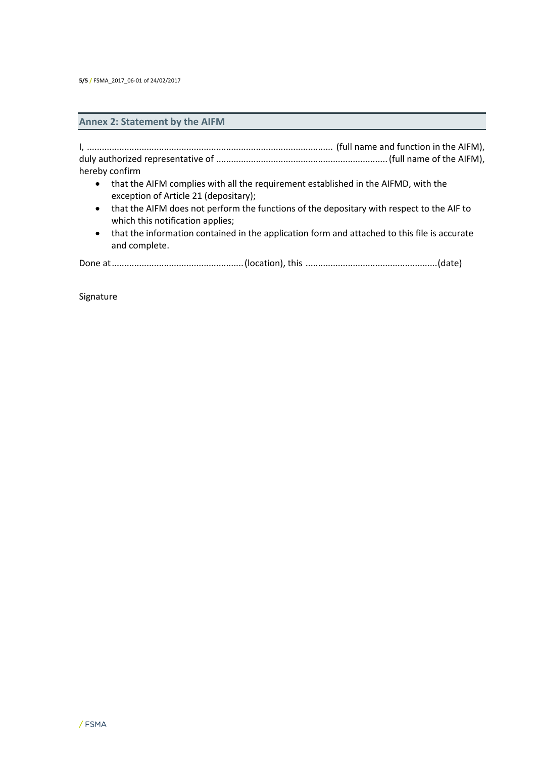## Annex 2: Statement by the AIFM

I, .................................................................................................. (full name and function in the AIFM), duly authorized representative of ..................................................................... (full name of the AIFM), hereby confirm

- that the AIFM complies with all the requirement established in the AIFMD, with the exception of Article 21 (depositary);
- that the AIFM does not perform the functions of the depositary with respect to the AIF to which this notification applies;
- that the information contained in the application form and attached to this file is accurate and complete.

Done at..................................................... (location), this .....................................................(date)

Signature